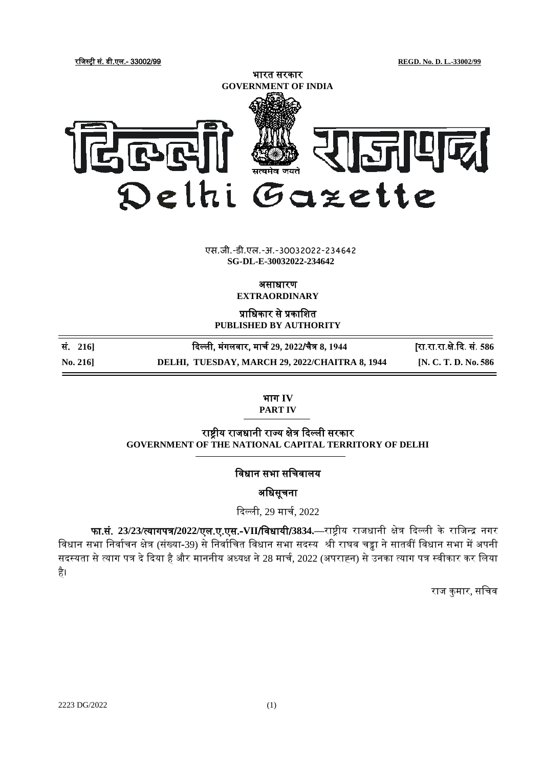रजिस्ट्री सं. डी.एल.- 33002/99 REGD. No. D. L.-33002/99

भारत सरकार
GOVERNMENT OF INDIA

# दिल्ली राजपत्र
# Delhi Gazette

सत्यमेव जयते

एस.जी.-डी.एल.-अ.-30032022-234642
**SG-DL-E-30032022-234642**

असाधारण
**EXTRAORDINARY**

प्राधिकार से प्रकाशित
**PUBLISHED BY AUTHORITY**

| | | |
|---|---|---|
| सं. 216] | दिल्ली, मंगलवार, मार्च 29, 2022/चैत्र 8, 1944 | [रा.रा.रा.क्षे.दि. सं. 586 |
| No. 216] | DELHI, TUESDAY, MARCH 29, 2022/CHAITRA 8, 1944 | [N. C. T. D. No. 586 |

## भाग IV
## PART IV

## राष्ट्रीय राजधानी राज्य क्षेत्र दिल्ली सरकार
## GOVERNMENT OF THE NATIONAL CAPITAL TERRITORY OF DELHI

### विधान सभा सचिवालय

### अधिसूचना

दिल्ली, 29 मार्च, 2022

**फा.सं. 23/23/त्यागपत्र/2022/एल.ए.एस.-VII/विधायी/3834.**—राष्ट्रीय राजधानी क्षेत्र दिल्ली के राजिन्द्र नगर विधान सभा निर्वाचन क्षेत्र (संख्या-39) से निर्वाचित विधान सभा सदस्य श्री राघव चड्ढा ने सातवीं विधान सभा में अपनी सदस्यता से त्याग पत्र दे दिया है और माननीय अध्यक्ष ने 28 मार्च, 2022 (अपराह्न) से उनका त्याग पत्र स्वीकार कर लिया है।

राज कुमार, सचिव

2223 DG/2022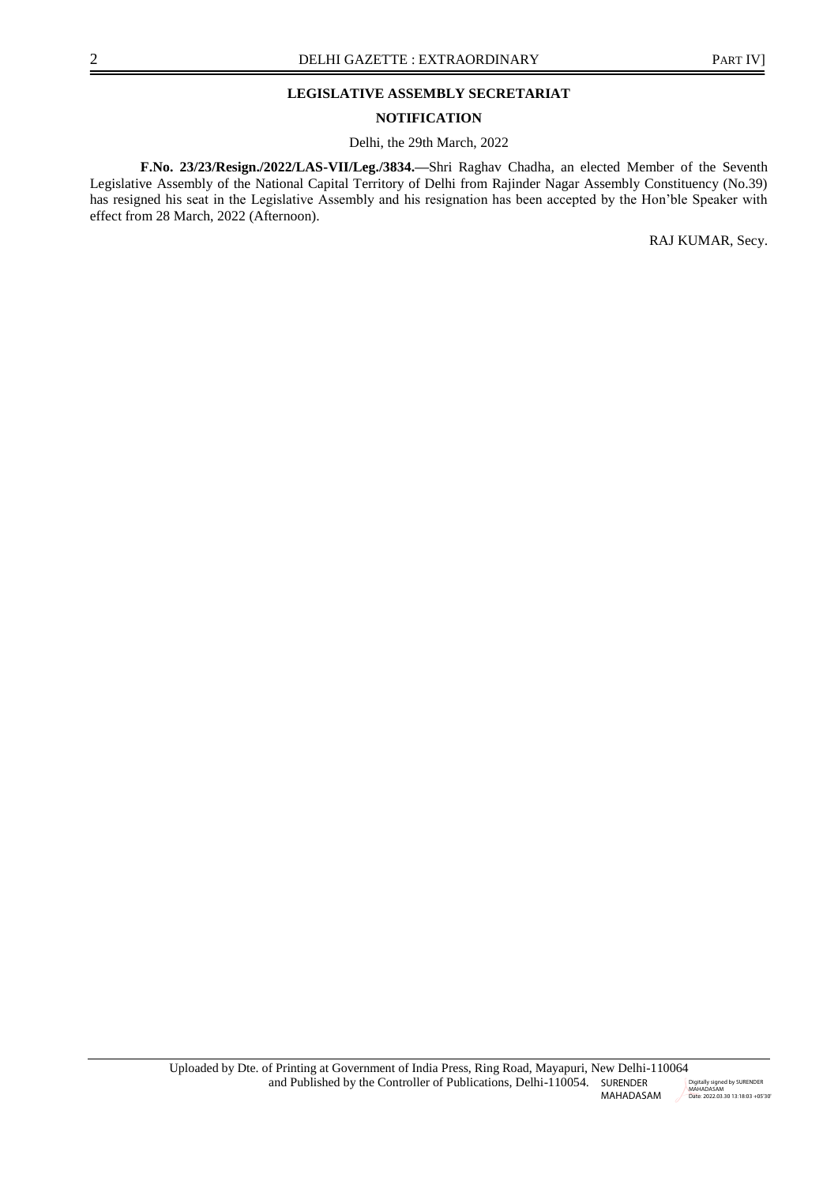## LEGISLATIVE ASSEMBLY SECRETARIAT

### NOTIFICATION

Delhi, the 29th March, 2022

**F.No. 23/23/Resign./2022/LAS-VII/Leg./3834.—**Shri Raghav Chadha, an elected Member of the Seventh Legislative Assembly of the National Capital Territory of Delhi from Rajinder Nagar Assembly Constituency (No.39) has resigned his seat in the Legislative Assembly and his resignation has been accepted by the Hon'ble Speaker with effect from 28 March, 2022 (Afternoon).

RAJ KUMAR, Secy.

Uploaded by Dte. of Printing at Government of India Press, Ring Road, Mayapuri, New Delhi-110064 and Published by the Controller of Publications, Delhi-110054.

SURENDER MAHADASAM

Digitally signed by SURENDER MAHADASAM Date: 2022.03.30 13:18:03 +05'30'